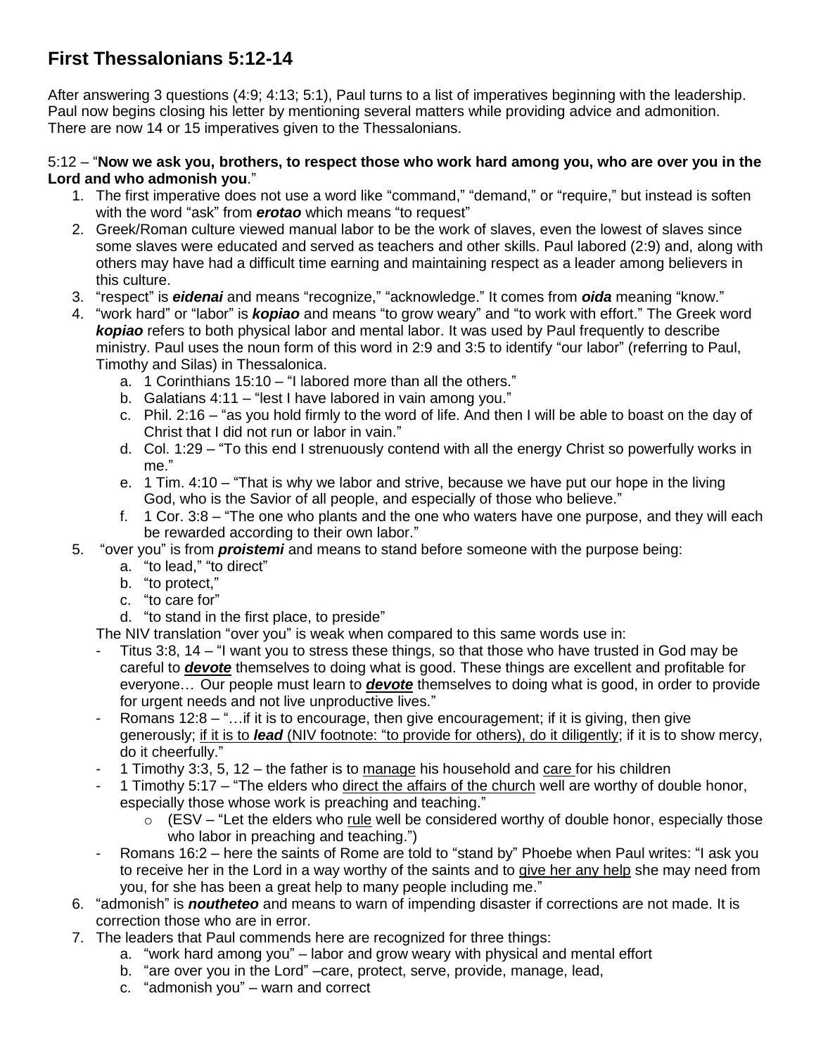# First Thessalonians 5:12-14

After answering 3 questions (4:9; 4:13; 5:1), Paul turns to a list of imperatives beginning with the leadership. Paul now begins closing his letter by mentioning several matters while providing advice and admonition. There are now 14 or 15 imperatives given to the Thessalonians.

5:12 – "**Now we ask you, brothers, to respect those who work hard among you, who are over you in the Lord and who admonish you**."

1. The first imperative does not use a word like "command," "demand," or "require," but instead is soften with the word "ask" from ***erotao*** which means "to request"
2. Greek/Roman culture viewed manual labor to be the work of slaves, even the lowest of slaves since some slaves were educated and served as teachers and other skills. Paul labored (2:9) and, along with others may have had a difficult time earning and maintaining respect as a leader among believers in this culture.
3. "respect" is ***eidenai*** and means "recognize," "acknowledge." It comes from ***oida*** meaning "know."
4. "work hard" or "labor" is ***kopiao*** and means "to grow weary" and "to work with effort." The Greek word ***kopiao*** refers to both physical labor and mental labor. It was used by Paul frequently to describe ministry. Paul uses the noun form of this word in 2:9 and 3:5 to identify "our labor" (referring to Paul, Timothy and Silas) in Thessalonica.
   a. 1 Corinthians 15:10 – "I labored more than all the others."
   b. Galatians 4:11 – "lest I have labored in vain among you."
   c. Phil. 2:16 – "as you hold firmly to the word of life. And then I will be able to boast on the day of Christ that I did not run or labor in vain."
   d. Col. 1:29 – "To this end I strenuously contend with all the energy Christ so powerfully works in me."
   e. 1 Tim. 4:10 – "That is why we labor and strive, because we have put our hope in the living God, who is the Savior of all people, and especially of those who believe."
   f. 1 Cor. 3:8 – "The one who plants and the one who waters have one purpose, and they will each be rewarded according to their own labor."
5. "over you" is from ***proistemi*** and means to stand before someone with the purpose being:
   a. "to lead," "to direct"
   b. "to protect,"
   c. "to care for"
   d. "to stand in the first place, to preside"

   The NIV translation "over you" is weak when compared to this same words use in:
   - Titus 3:8, 14 – "I want you to stress these things, so that those who have trusted in God may be careful to ***devote*** themselves to doing what is good. These things are excellent and profitable for everyone… Our people must learn to ***devote*** themselves to doing what is good, in order to provide for urgent needs and not live unproductive lives."
   - Romans 12:8 – "…if it is to encourage, then give encouragement; if it is giving, then give generously; if it is to ***lead*** (NIV footnote: "to provide for others), do it diligently; if it is to show mercy, do it cheerfully."
   - 1 Timothy 3:3, 5, 12 – the father is to manage his household and care for his children
   - 1 Timothy 5:17 – "The elders who direct the affairs of the church well are worthy of double honor, especially those whose work is preaching and teaching."
     - (ESV – "Let the elders who rule well be considered worthy of double honor, especially those who labor in preaching and teaching.")
   - Romans 16:2 – here the saints of Rome are told to "stand by" Phoebe when Paul writes: "I ask you to receive her in the Lord in a way worthy of the saints and to give her any help she may need from you, for she has been a great help to many people including me."
6. "admonish" is ***noutheteo*** and means to warn of impending disaster if corrections are not made. It is correction those who are in error.
7. The leaders that Paul commends here are recognized for three things:
   a. "work hard among you" – labor and grow weary with physical and mental effort
   b. "are over you in the Lord" –care, protect, serve, provide, manage, lead,
   c. "admonish you" – warn and correct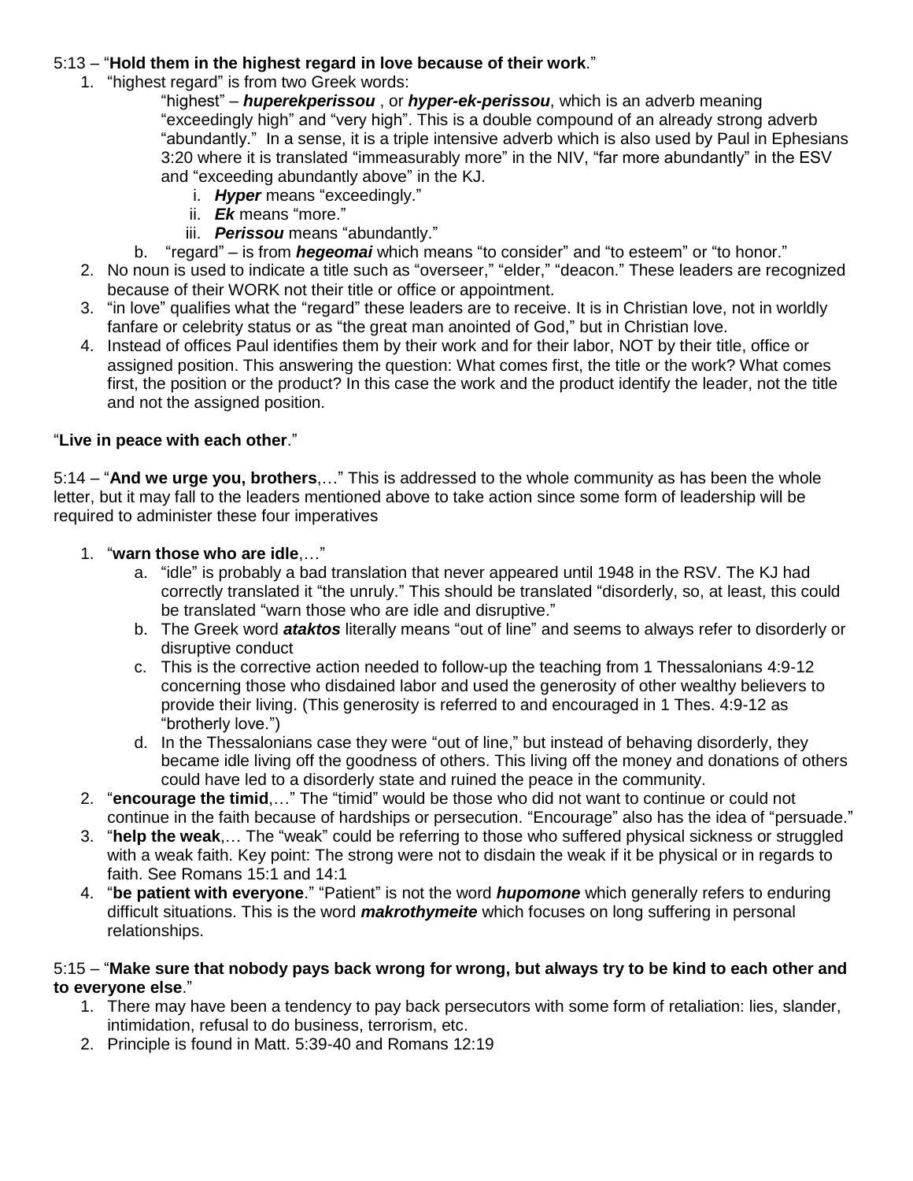5:13 – "**Hold them in the highest regard in love because of their work**."

1. "highest regard" is from two Greek words:

   "highest" – ***huperekperissou*** , or ***hyper-ek-perissou***, which is an adverb meaning "exceedingly high" and "very high". This is a double compound of an already strong adverb "abundantly." In a sense, it is a triple intensive adverb which is also used by Paul in Ephesians 3:20 where it is translated "immeasurably more" in the NIV, "far more abundantly" in the ESV and "exceeding abundantly above" in the KJ.

      i. ***Hyper*** means "exceedingly."
      ii. ***Ek*** means "more."
      iii. ***Perissou*** means "abundantly."

   b. "regard" – is from ***hegeomai*** which means "to consider" and "to esteem" or "to honor."

2. No noun is used to indicate a title such as "overseer," "elder," "deacon." These leaders are recognized because of their WORK not their title or office or appointment.
3. "in love" qualifies what the "regard" these leaders are to receive. It is in Christian love, not in worldly fanfare or celebrity status or as "the great man anointed of God," but in Christian love.
4. Instead of offices Paul identifies them by their work and for their labor, NOT by their title, office or assigned position. This answering the question: What comes first, the title or the work? What comes first, the position or the product? In this case the work and the product identify the leader, not the title and not the assigned position.

"**Live in peace with each other**."

5:14 – "**And we urge you, brothers**,…" This is addressed to the whole community as has been the whole letter, but it may fall to the leaders mentioned above to take action since some form of leadership will be required to administer these four imperatives

1. "**warn those who are idle**,…"
   a. "idle" is probably a bad translation that never appeared until 1948 in the RSV. The KJ had correctly translated it "the unruly." This should be translated "disorderly, so, at least, this could be translated "warn those who are idle and disruptive."
   b. The Greek word ***ataktos*** literally means "out of line" and seems to always refer to disorderly or disruptive conduct
   c. This is the corrective action needed to follow-up the teaching from 1 Thessalonians 4:9-12 concerning those who disdained labor and used the generosity of other wealthy believers to provide their living. (This generosity is referred to and encouraged in 1 Thes. 4:9-12 as "brotherly love.")
   d. In the Thessalonians case they were "out of line," but instead of behaving disorderly, they became idle living off the goodness of others. This living off the money and donations of others could have led to a disorderly state and ruined the peace in the community.
2. "**encourage the timid**,…" The "timid" would be those who did not want to continue or could not continue in the faith because of hardships or persecution. "Encourage" also has the idea of "persuade."
3. "**help the weak**,… The "weak" could be referring to those who suffered physical sickness or struggled with a weak faith. Key point: The strong were not to disdain the weak if it be physical or in regards to faith. See Romans 15:1 and 14:1
4. "**be patient with everyone**." "Patient" is not the word ***hupomone*** which generally refers to enduring difficult situations. This is the word ***makrothymeite*** which focuses on long suffering in personal relationships.

5:15 – "**Make sure that nobody pays back wrong for wrong, but always try to be kind to each other and to everyone else**."

1. There may have been a tendency to pay back persecutors with some form of retaliation: lies, slander, intimidation, refusal to do business, terrorism, etc.
2. Principle is found in Matt. 5:39-40 and Romans 12:19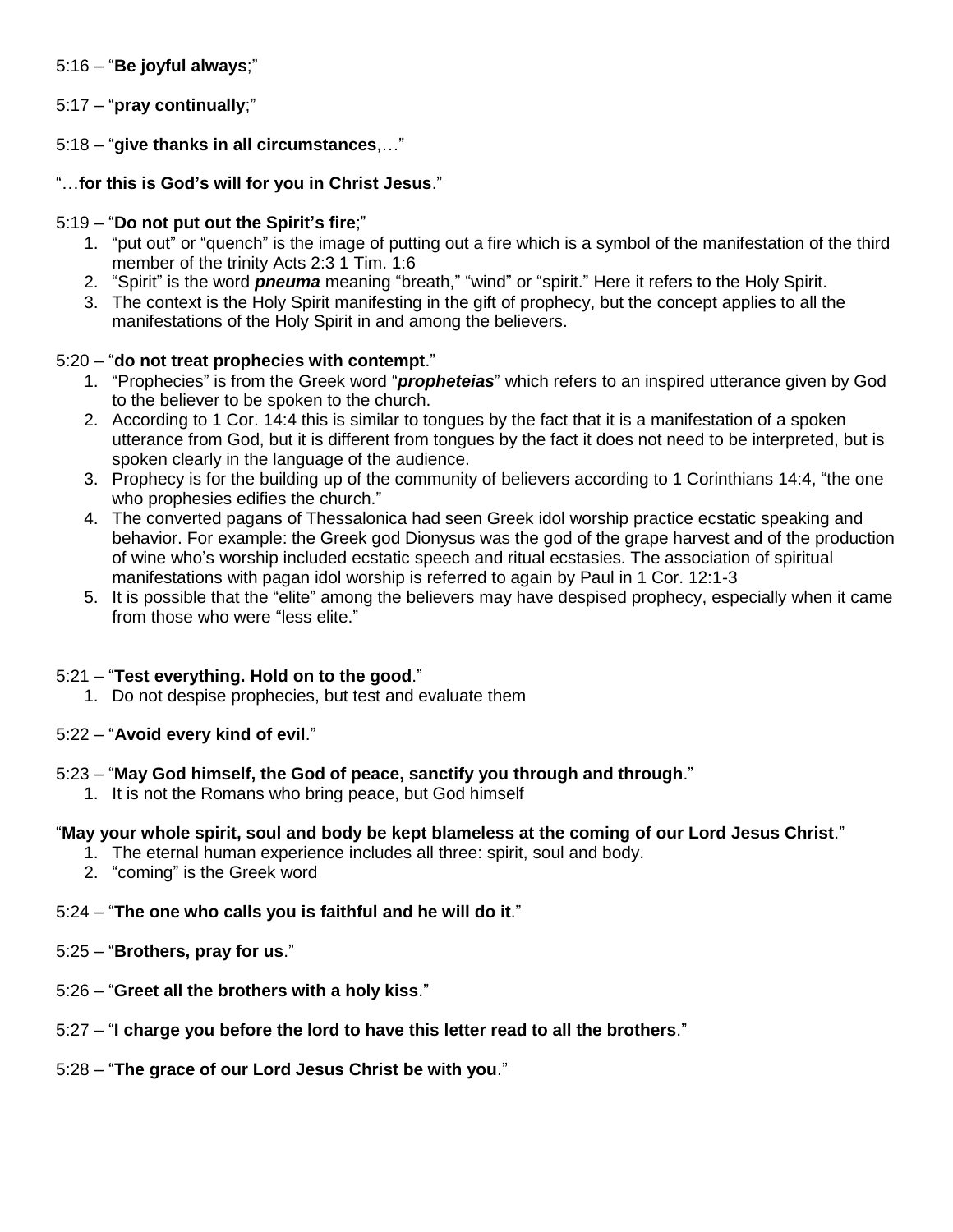5:16 – “**Be joyful always**;”

5:17 – “**pray continually**;”

5:18 – “**give thanks in all circumstances**,…”

“…**for this is God’s will for you in Christ Jesus**.”

5:19 – “**Do not put out the Spirit’s fire**;”

1. “put out” or “quench” is the image of putting out a fire which is a symbol of the manifestation of the third member of the trinity Acts 2:3 1 Tim. 1:6
2. “Spirit” is the word ***pneuma*** meaning “breath,” “wind” or “spirit.” Here it refers to the Holy Spirit.
3. The context is the Holy Spirit manifesting in the gift of prophecy, but the concept applies to all the manifestations of the Holy Spirit in and among the believers.

5:20 – “**do not treat prophecies with contempt**.”

1. “Prophecies” is from the Greek word “***propheteias***” which refers to an inspired utterance given by God to the believer to be spoken to the church.
2. According to 1 Cor. 14:4 this is similar to tongues by the fact that it is a manifestation of a spoken utterance from God, but it is different from tongues by the fact it does not need to be interpreted, but is spoken clearly in the language of the audience.
3. Prophecy is for the building up of the community of believers according to 1 Corinthians 14:4, “the one who prophesies edifies the church.”
4. The converted pagans of Thessalonica had seen Greek idol worship practice ecstatic speaking and behavior. For example: the Greek god Dionysus was the god of the grape harvest and of the production of wine who’s worship included ecstatic speech and ritual ecstasies. The association of spiritual manifestations with pagan idol worship is referred to again by Paul in 1 Cor. 12:1-3
5. It is possible that the “elite” among the believers may have despised prophecy, especially when it came from those who were “less elite.”

5:21 – “**Test everything. Hold on to the good**.”

1. Do not despise prophecies, but test and evaluate them

5:22 – “**Avoid every kind of evil**.”

5:23 – “**May God himself, the God of peace, sanctify you through and through**.”

1. It is not the Romans who bring peace, but God himself

“**May your whole spirit, soul and body be kept blameless at the coming of our Lord Jesus Christ**.”

1. The eternal human experience includes all three: spirit, soul and body.
2. “coming” is the Greek word

5:24 – “**The one who calls you is faithful and he will do it**.”

5:25 – “**Brothers, pray for us**.”

5:26 – “**Greet all the brothers with a holy kiss**.”

5:27 – “**I charge you before the lord to have this letter read to all the brothers**.”

5:28 – “**The grace of our Lord Jesus Christ be with you**.”